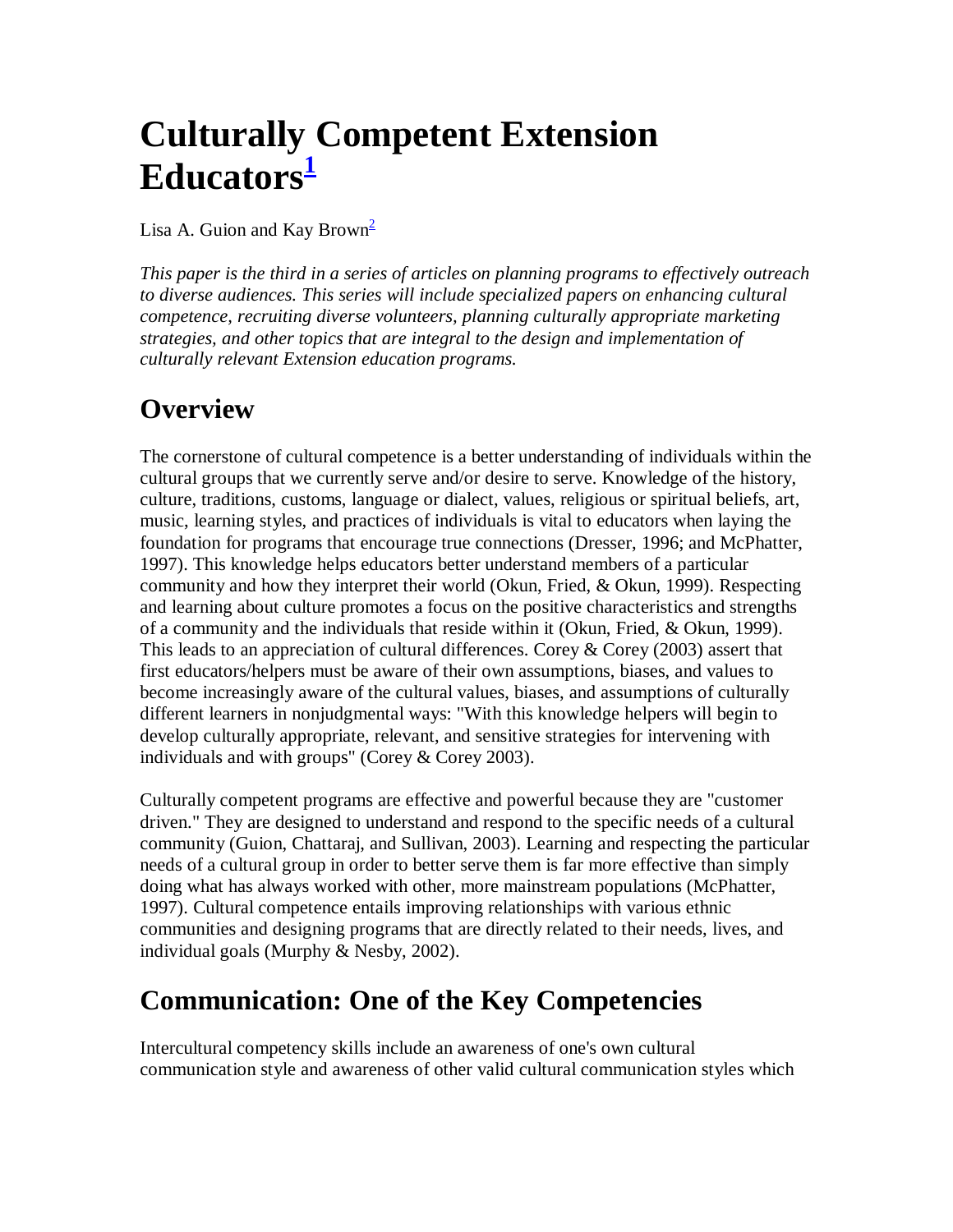# Culturally Competent Extension Educators[1]

Lisa A. Guion and Kay Brown[2]

*This paper is the third in a series of articles on planning programs to effectively outreach to diverse audiences. This series will include specialized papers on enhancing cultural competence, recruiting diverse volunteers, planning culturally appropriate marketing strategies, and other topics that are integral to the design and implementation of culturally relevant Extension education programs.*

## Overview

The cornerstone of cultural competence is a better understanding of individuals within the cultural groups that we currently serve and/or desire to serve. Knowledge of the history, culture, traditions, customs, language or dialect, values, religious or spiritual beliefs, art, music, learning styles, and practices of individuals is vital to educators when laying the foundation for programs that encourage true connections (Dresser, 1996; and McPhatter, 1997). This knowledge helps educators better understand members of a particular community and how they interpret their world (Okun, Fried, & Okun, 1999). Respecting and learning about culture promotes a focus on the positive characteristics and strengths of a community and the individuals that reside within it (Okun, Fried, & Okun, 1999). This leads to an appreciation of cultural differences. Corey & Corey (2003) assert that first educators/helpers must be aware of their own assumptions, biases, and values to become increasingly aware of the cultural values, biases, and assumptions of culturally different learners in nonjudgmental ways: "With this knowledge helpers will begin to develop culturally appropriate, relevant, and sensitive strategies for intervening with individuals and with groups" (Corey & Corey 2003).

Culturally competent programs are effective and powerful because they are "customer driven." They are designed to understand and respond to the specific needs of a cultural community (Guion, Chattaraj, and Sullivan, 2003). Learning and respecting the particular needs of a cultural group in order to better serve them is far more effective than simply doing what has always worked with other, more mainstream populations (McPhatter, 1997). Cultural competence entails improving relationships with various ethnic communities and designing programs that are directly related to their needs, lives, and individual goals (Murphy & Nesby, 2002).

## Communication: One of the Key Competencies

Intercultural competency skills include an awareness of one's own cultural communication style and awareness of other valid cultural communication styles which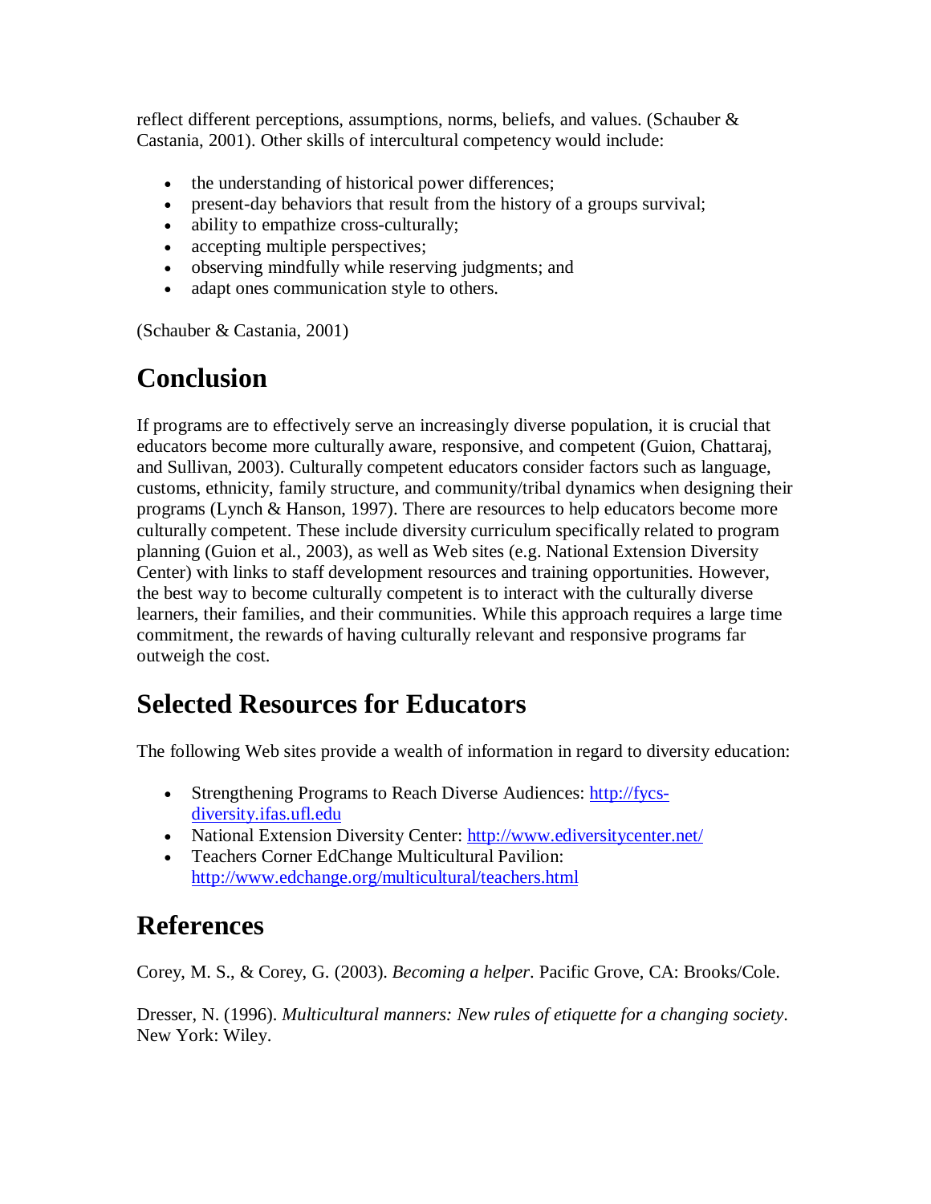reflect different perceptions, assumptions, norms, beliefs, and values. (Schauber & Castania, 2001). Other skills of intercultural competency would include:

- the understanding of historical power differences;
- present-day behaviors that result from the history of a groups survival;
- ability to empathize cross-culturally;
- accepting multiple perspectives;
- observing mindfully while reserving judgments; and
- adapt ones communication style to others.

(Schauber & Castania, 2001)

## Conclusion

If programs are to effectively serve an increasingly diverse population, it is crucial that educators become more culturally aware, responsive, and competent (Guion, Chattaraj, and Sullivan, 2003). Culturally competent educators consider factors such as language, customs, ethnicity, family structure, and community/tribal dynamics when designing their programs (Lynch & Hanson, 1997). There are resources to help educators become more culturally competent. These include diversity curriculum specifically related to program planning (Guion et al., 2003), as well as Web sites (e.g. National Extension Diversity Center) with links to staff development resources and training opportunities. However, the best way to become culturally competent is to interact with the culturally diverse learners, their families, and their communities. While this approach requires a large time commitment, the rewards of having culturally relevant and responsive programs far outweigh the cost.

## Selected Resources for Educators

The following Web sites provide a wealth of information in regard to diversity education:

- Strengthening Programs to Reach Diverse Audiences: [http://fycs-diversity.ifas.ufl.edu](http://fycs-diversity.ifas.ufl.edu)
- National Extension Diversity Center: [http://www.ediversitycenter.net/](http://www.ediversitycenter.net/)
- Teachers Corner EdChange Multicultural Pavilion: [http://www.edchange.org/multicultural/teachers.html](http://www.edchange.org/multicultural/teachers.html)

## References

Corey, M. S., & Corey, G. (2003). *Becoming a helper*. Pacific Grove, CA: Brooks/Cole.

Dresser, N. (1996). *Multicultural manners: New rules of etiquette for a changing society*. New York: Wiley.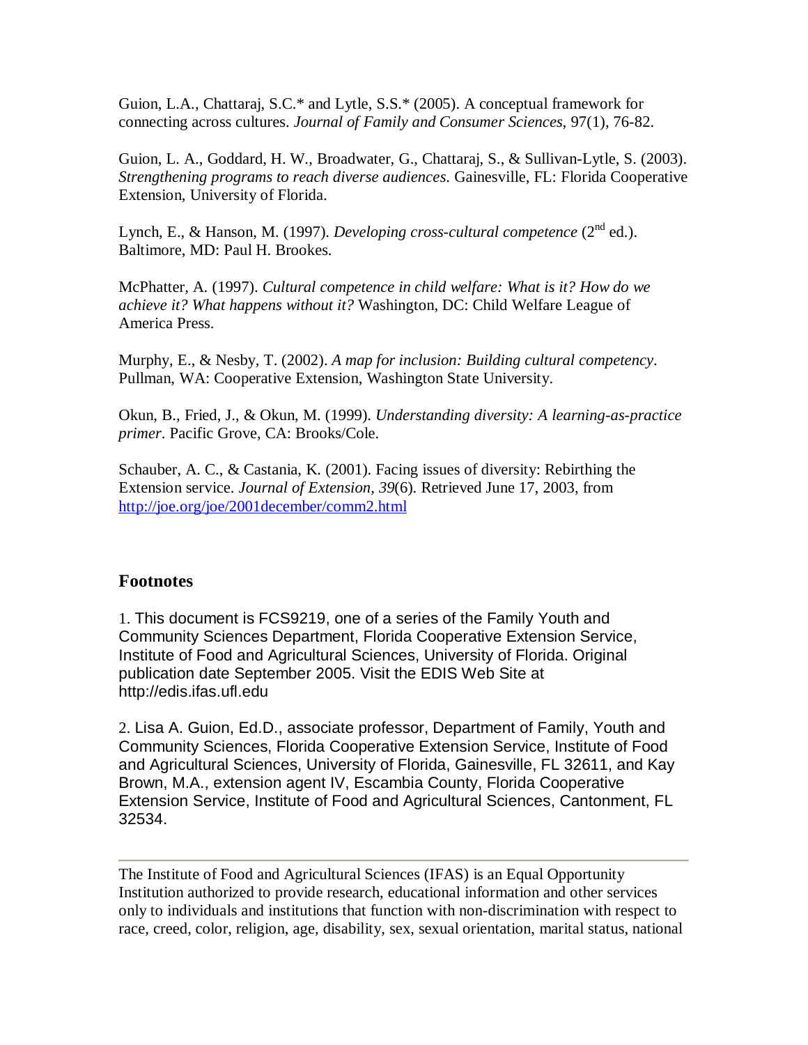Guion, L.A., Chattaraj, S.C.* and Lytle, S.S.* (2005). A conceptual framework for connecting across cultures. *Journal of Family and Consumer Sciences*, 97(1), 76-82.

Guion, L. A., Goddard, H. W., Broadwater, G., Chattaraj, S., & Sullivan-Lytle, S. (2003). *Strengthening programs to reach diverse audiences.* Gainesville, FL: Florida Cooperative Extension, University of Florida.

Lynch, E., & Hanson, M. (1997). *Developing cross-cultural competence* (2nd ed.). Baltimore, MD: Paul H. Brookes.

McPhatter, A. (1997). *Cultural competence in child welfare: What is it? How do we achieve it? What happens without it?* Washington, DC: Child Welfare League of America Press.

Murphy, E., & Nesby, T. (2002). *A map for inclusion: Building cultural competency*. Pullman, WA: Cooperative Extension, Washington State University.

Okun, B., Fried, J., & Okun, M. (1999). *Understanding diversity: A learning-as-practice primer*. Pacific Grove, CA: Brooks/Cole.

Schauber, A. C., & Castania, K. (2001). Facing issues of diversity: Rebirthing the Extension service. *Journal of Extension, 39*(6). Retrieved June 17, 2003, from http://joe.org/joe/2001december/comm2.html

## Footnotes

1. This document is FCS9219, one of a series of the Family Youth and Community Sciences Department, Florida Cooperative Extension Service, Institute of Food and Agricultural Sciences, University of Florida. Original publication date September 2005. Visit the EDIS Web Site at http://edis.ifas.ufl.edu

2. Lisa A. Guion, Ed.D., associate professor, Department of Family, Youth and Community Sciences, Florida Cooperative Extension Service, Institute of Food and Agricultural Sciences, University of Florida, Gainesville, FL 32611, and Kay Brown, M.A., extension agent IV, Escambia County, Florida Cooperative Extension Service, Institute of Food and Agricultural Sciences, Cantonment, FL 32534.

---

The Institute of Food and Agricultural Sciences (IFAS) is an Equal Opportunity Institution authorized to provide research, educational information and other services only to individuals and institutions that function with non-discrimination with respect to race, creed, color, religion, age, disability, sex, sexual orientation, marital status, national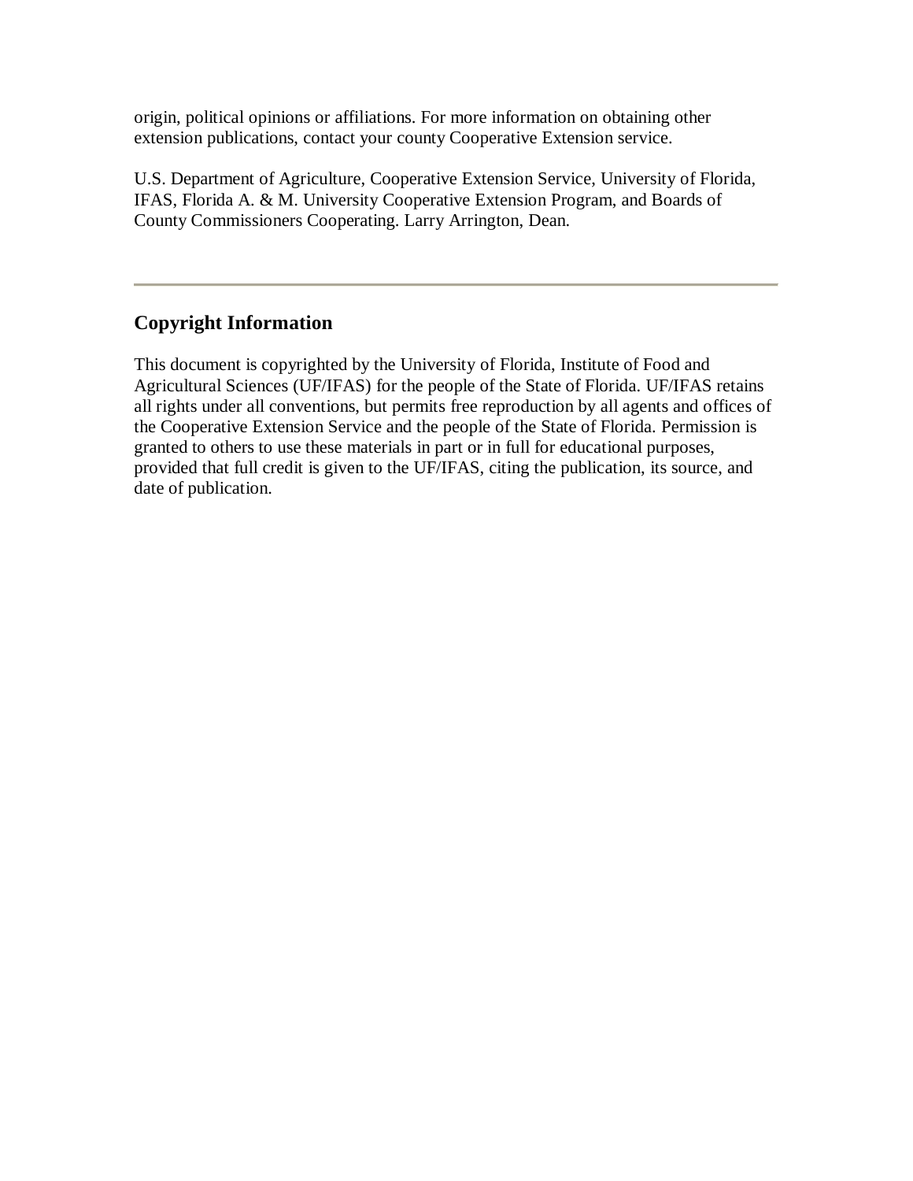origin, political opinions or affiliations. For more information on obtaining other extension publications, contact your county Cooperative Extension service.

U.S. Department of Agriculture, Cooperative Extension Service, University of Florida, IFAS, Florida A. & M. University Cooperative Extension Program, and Boards of County Commissioners Cooperating. Larry Arrington, Dean.

---

## Copyright Information

This document is copyrighted by the University of Florida, Institute of Food and Agricultural Sciences (UF/IFAS) for the people of the State of Florida. UF/IFAS retains all rights under all conventions, but permits free reproduction by all agents and offices of the Cooperative Extension Service and the people of the State of Florida. Permission is granted to others to use these materials in part or in full for educational purposes, provided that full credit is given to the UF/IFAS, citing the publication, its source, and date of publication.